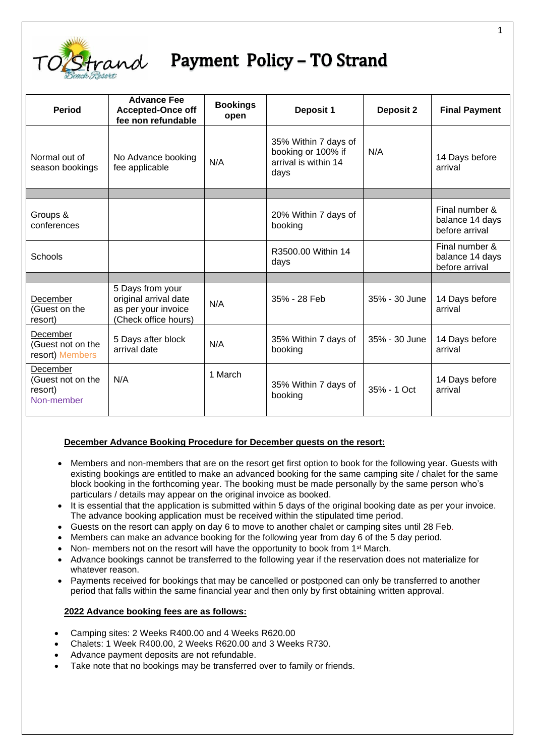# Payment Policy – TO Strand

| Period | Advance Fee Accepted-Once off fee non refundable | Bookings open | Deposit 1 | Deposit 2 | Final Payment |
|---|---|---|---|---|---|
| Normal out of season bookings | No Advance booking fee applicable | N/A | 35% Within 7 days of booking or 100% if arrival is within 14 days | N/A | 14 Days before arrival |
| | | | | | |
| Groups & conferences | | | 20% Within 7 days of booking | | Final number & balance 14 days before arrival |
| Schools | | | R3500.00 Within 14 days | | Final number & balance 14 days before arrival |
| | | | | | |
| December (Guest on the resort) | 5 Days from your original arrival date as per your invoice (Check office hours) | N/A | 35% - 28 Feb | 35% - 30 June | 14 Days before arrival |
| December (Guest not on the resort) Members | 5 Days after block arrival date | N/A | 35% Within 7 days of booking | 35% - 30 June | 14 Days before arrival |
| December (Guest not on the resort) Non-member | N/A | 1 March | 35% Within 7 days of booking | 35% - 1 Oct | 14 Days before arrival |

**December Advance Booking Procedure for December guests on the resort:**

- Members and non-members that are on the resort get first option to book for the following year. Guests with existing bookings are entitled to make an advanced booking for the same camping site / chalet for the same block booking in the forthcoming year. The booking must be made personally by the same person who's particulars / details may appear on the original invoice as booked.
- It is essential that the application is submitted within 5 days of the original booking date as per your invoice. The advance booking application must be received within the stipulated time period.
- Guests on the resort can apply on day 6 to move to another chalet or camping sites until 28 Feb.
- Members can make an advance booking for the following year from day 6 of the 5 day period.
- Non- members not on the resort will have the opportunity to book from 1st March.
- Advance bookings cannot be transferred to the following year if the reservation does not materialize for whatever reason.
- Payments received for bookings that may be cancelled or postponed can only be transferred to another period that falls within the same financial year and then only by first obtaining written approval.

**2022 Advance booking fees are as follows:**

- Camping sites: 2 Weeks R400.00 and 4 Weeks R620.00
- Chalets: 1 Week R400.00, 2 Weeks R620.00 and 3 Weeks R730.
- Advance payment deposits are not refundable.
- Take note that no bookings may be transferred over to family or friends.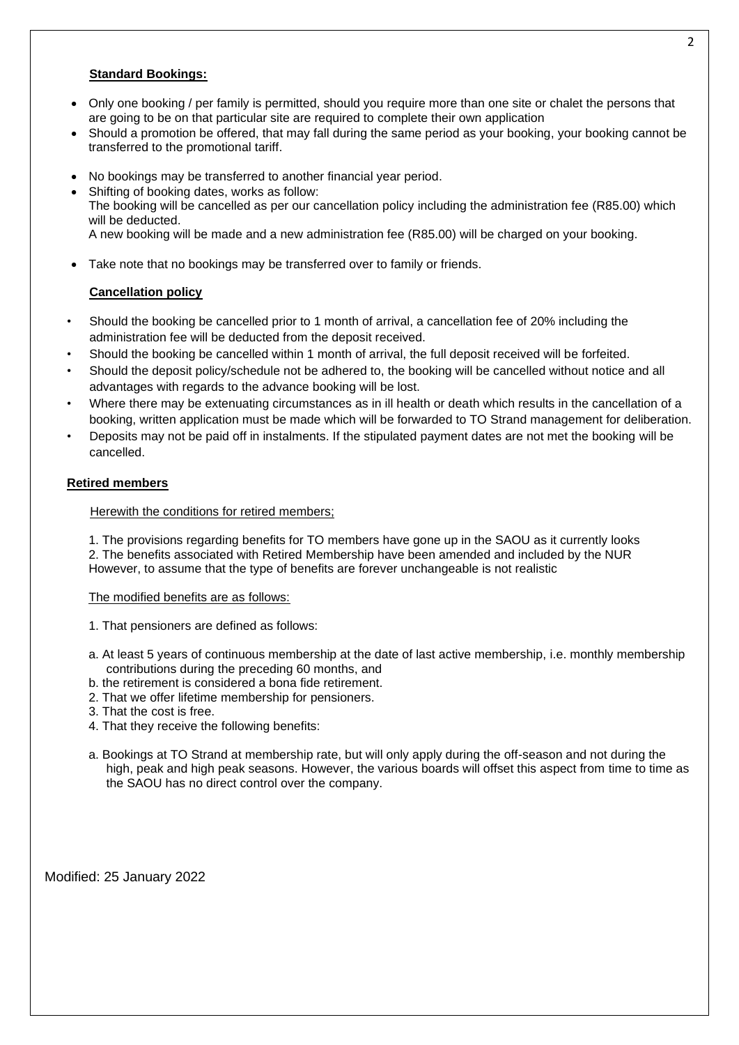**Standard Bookings:**

- Only one booking / per family is permitted, should you require more than one site or chalet the persons that are going to be on that particular site are required to complete their own application
- Should a promotion be offered, that may fall during the same period as your booking, your booking cannot be transferred to the promotional tariff.
- No bookings may be transferred to another financial year period.
- Shifting of booking dates, works as follow:
  The booking will be cancelled as per our cancellation policy including the administration fee (R85.00) which will be deducted.
  A new booking will be made and a new administration fee (R85.00) will be charged on your booking.
- Take note that no bookings may be transferred over to family or friends.

**Cancellation policy**

- Should the booking be cancelled prior to 1 month of arrival, a cancellation fee of 20% including the administration fee will be deducted from the deposit received.
- Should the booking be cancelled within 1 month of arrival, the full deposit received will be forfeited.
- Should the deposit policy/schedule not be adhered to, the booking will be cancelled without notice and all advantages with regards to the advance booking will be lost.
- Where there may be extenuating circumstances as in ill health or death which results in the cancellation of a booking, written application must be made which will be forwarded to TO Strand management for deliberation.
- Deposits may not be paid off in instalments. If the stipulated payment dates are not met the booking will be cancelled.

**Retired members**

Herewith the conditions for retired members;

1. The provisions regarding benefits for TO members have gone up in the SAOU as it currently looks
2. The benefits associated with Retired Membership have been amended and included by the NUR
However, to assume that the type of benefits are forever unchangeable is not realistic

The modified benefits are as follows:

1. That pensioners are defined as follows:

a. At least 5 years of continuous membership at the date of last active membership, i.e. monthly membership contributions during the preceding 60 months, and
b. the retirement is considered a bona fide retirement.
2. That we offer lifetime membership for pensioners.
3. That the cost is free.
4. That they receive the following benefits:

a. Bookings at TO Strand at membership rate, but will only apply during the off-season and not during the high, peak and high peak seasons. However, the various boards will offset this aspect from time to time as the SAOU has no direct control over the company.

Modified: 25 January 2022